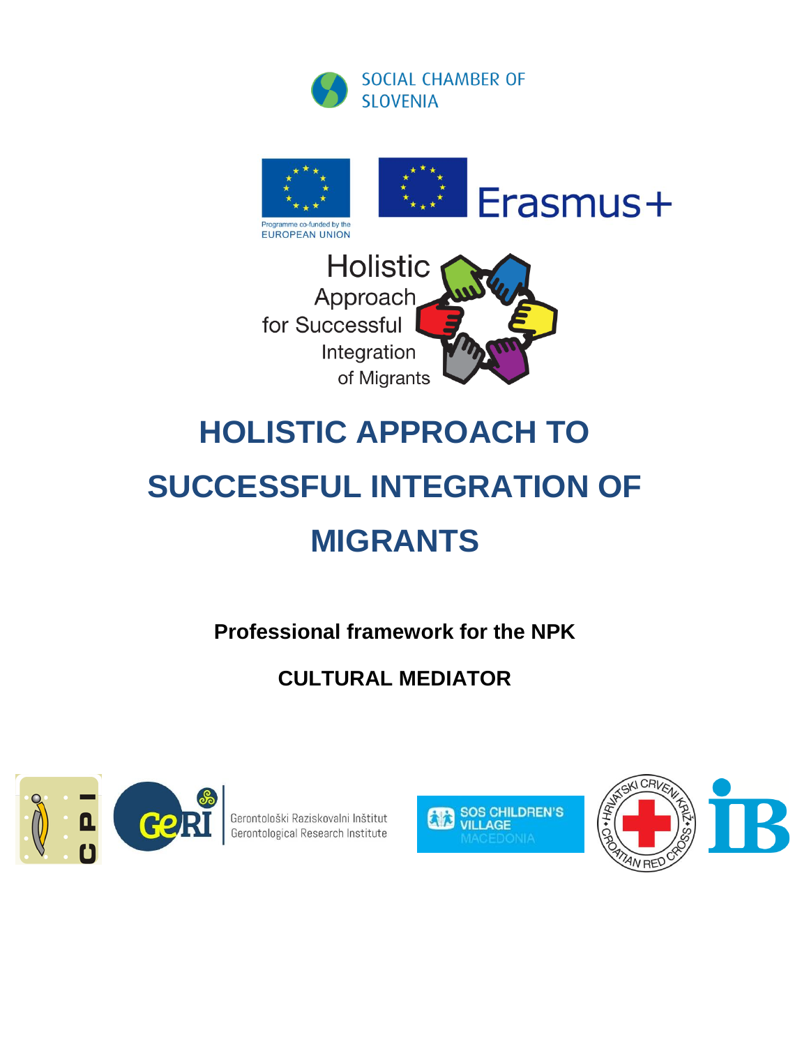SOCIAL CHAMBER OF SLOVENIA

Programme co-funded by the EUROPEAN UNION

Erasmus+

Holistic Approach for Successful Integration of Migrants

# HOLISTIC APPROACH TO SUCCESSFUL INTEGRATION OF MIGRANTS

**Professional framework for the NPK**

**CULTURAL MEDIATOR**

CPI

GeRI Gerontološki Raziskovalni Inštitut Gerontological Research Institute

SOS CHILDREN'S VILLAGE MACEDONIA

HRVATSKI CRVENI KRIŽ • CROATIAN RED CROSS

IB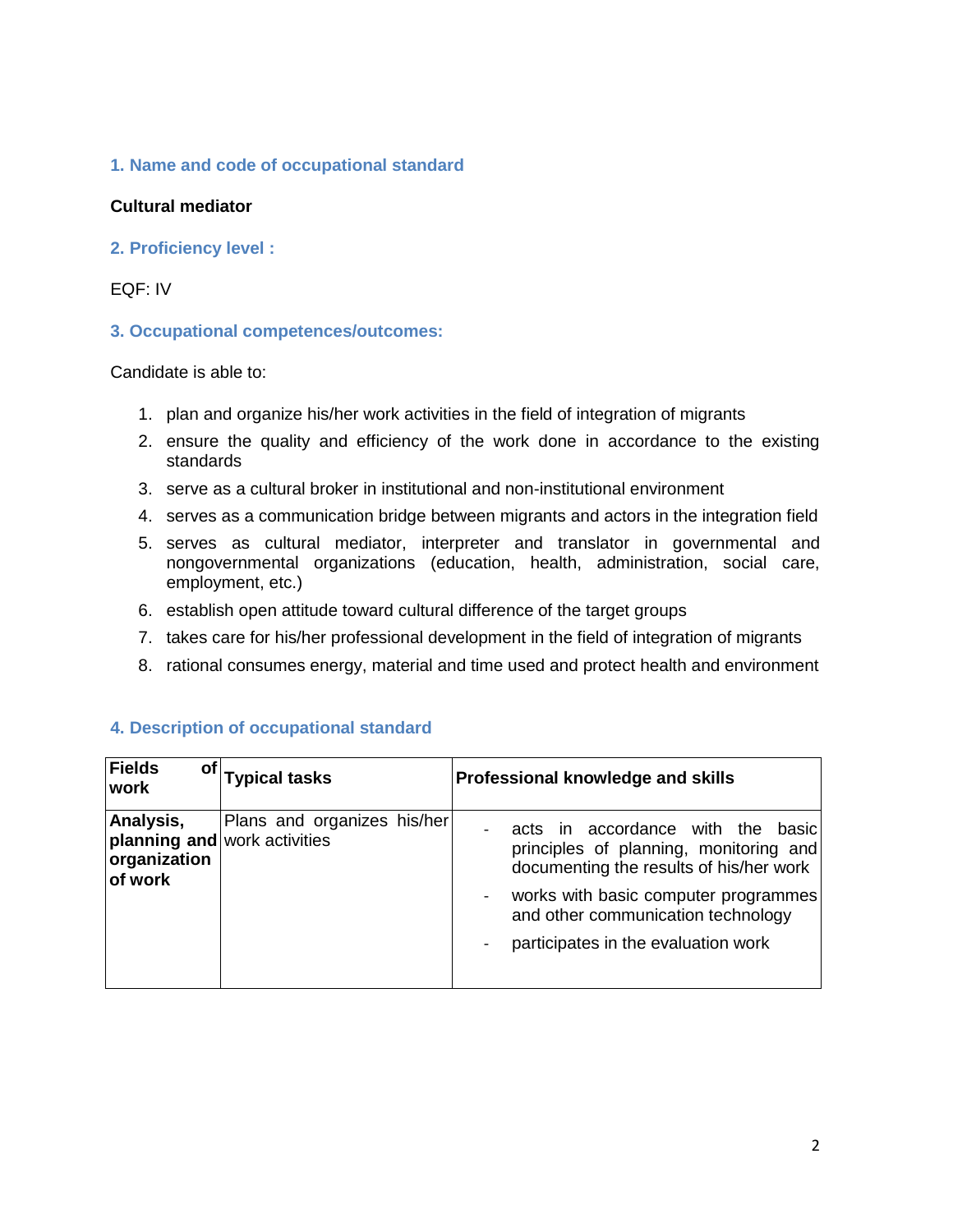## 1. Name and code of occupational standard

**Cultural mediator**

## 2. Proficiency level :

EQF: IV

## 3. Occupational competences/outcomes:

Candidate is able to:

1. plan and organize his/her work activities in the field of integration of migrants
2. ensure the quality and efficiency of the work done in accordance to the existing standards
3. serve as a cultural broker in institutional and non-institutional environment
4. serves as a communication bridge between migrants and actors in the integration field
5. serves as cultural mediator, interpreter and translator in governmental and nongovernmental organizations (education, health, administration, social care, employment, etc.)
6. establish open attitude toward cultural difference of the target groups
7. takes care for his/her professional development in the field of integration of migrants
8. rational consumes energy, material and time used and protect health and environment

## 4. Description of occupational standard

| **Fields of work** | **Typical tasks** | **Professional knowledge and skills** |
|---|---|---|
| **Analysis, planning and organization of work** | Plans and organizes his/her work activities | - acts in accordance with the basic principles of planning, monitoring and documenting the results of his/her work<br>- works with basic computer programmes and other communication technology<br>- participates in the evaluation work |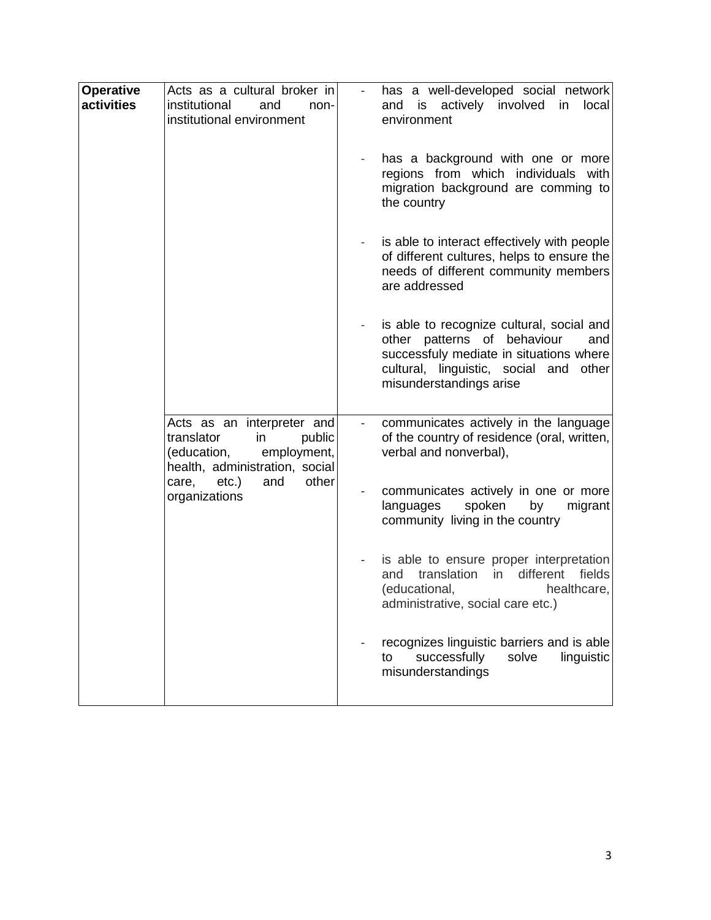| **Operative activities** | Acts as a cultural broker in institutional and non-institutional environment | - has a well-developed social network and is actively involved in local environment<br><br>- has a background with one or more regions from which individuals with migration background are comming to the country<br><br>- is able to interact effectively with people of different cultures, helps to ensure the needs of different community members are addressed<br><br>- is able to recognize cultural, social and other patterns of behaviour and successfuly mediate in situations where cultural, linguistic, social and other misunderstandings arise |
|---|---|---|
| | Acts as an interpreter and translator in public (education, employment, health, administration, social care, etc.) and other organizations | - communicates actively in the language of the country of residence (oral, written, verbal and nonverbal),<br><br>- communicates actively in one or more languages spoken by migrant community living in the country<br><br>- is able to ensure proper interpretation and translation in different fields (educational, healthcare, administrative, social care etc.)<br><br>- recognizes linguistic barriers and is able to successfully solve linguistic misunderstandings |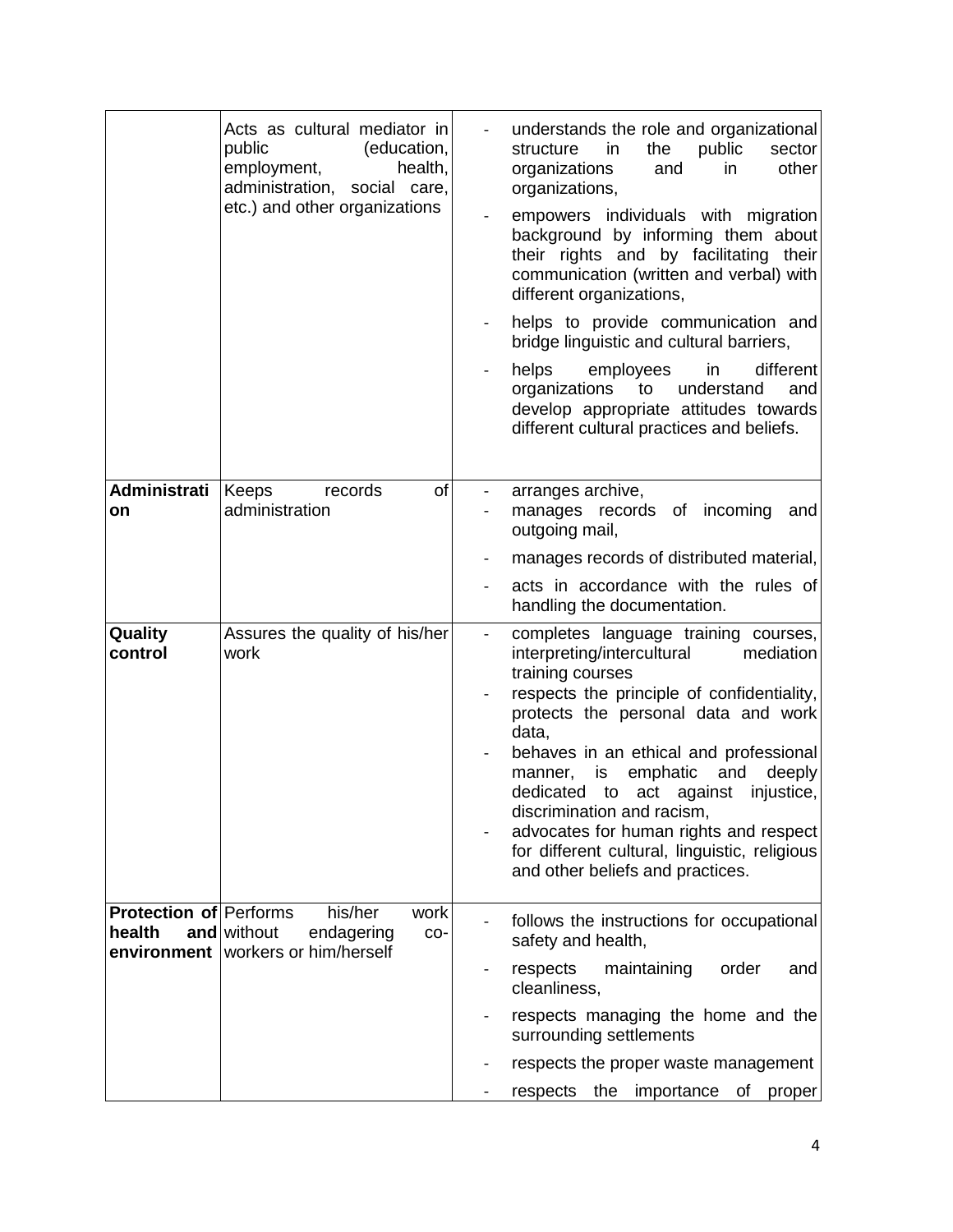| | | |
|---|---|---|
| | Acts as cultural mediator in public (education, employment, health, administration, social care, etc.) and other organizations | - understands the role and organizational structure in the public sector organizations and in other organizations,<br>- empowers individuals with migration background by informing them about their rights and by facilitating their communication (written and verbal) with different organizations,<br>- helps to provide communication and bridge linguistic and cultural barriers,<br>- helps employees in different organizations to understand and develop appropriate attitudes towards different cultural practices and beliefs. |
| **Administration** | Keeps records of administration | - arranges archive,<br>- manages records of incoming and outgoing mail,<br>- manages records of distributed material,<br>- acts in accordance with the rules of handling the documentation. |
| **Quality control** | Assures the quality of his/her work | - completes language training courses, interpreting/intercultural mediation training courses<br>- respects the principle of confidentiality, protects the personal data and work data,<br>- behaves in an ethical and professional manner, is emphatic and deeply dedicated to act against injustice, discrimination and racism,<br>- advocates for human rights and respect for different cultural, linguistic, religious and other beliefs and practices. |
| **Protection of health and environment** | Performs his/her work without endagering co-workers or him/herself | - follows the instructions for occupational safety and health,<br>- respects maintaining order and cleanliness,<br>- respects managing the home and the surrounding settlements<br>- respects the proper waste management<br>- respects the importance of proper |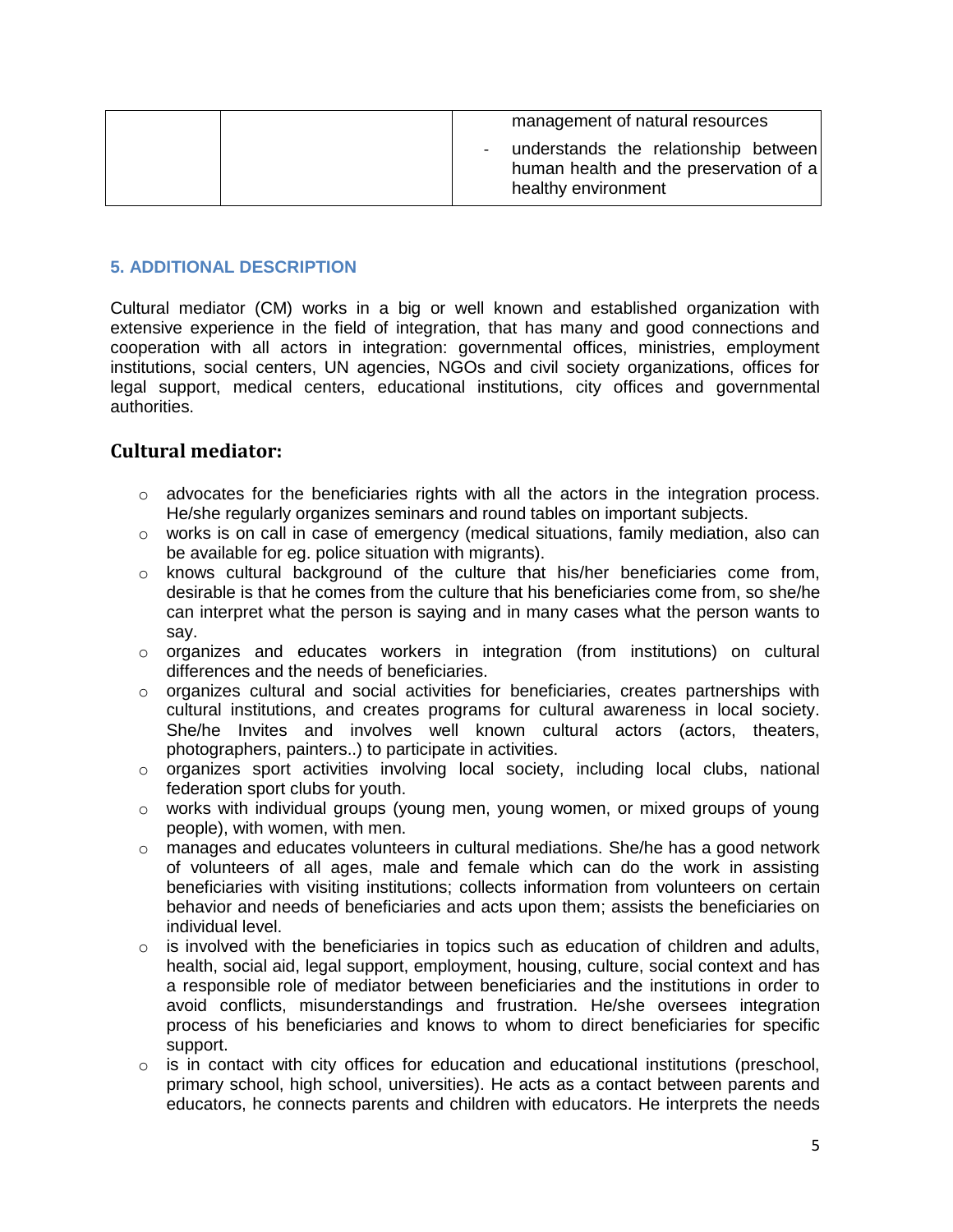| | | management of natural resources<br>- understands the relationship between human health and the preservation of a healthy environment |
|---|---|---|

### 5. ADDITIONAL DESCRIPTION

Cultural mediator (CM) works in a big or well known and established organization with extensive experience in the field of integration, that has many and good connections and cooperation with all actors in integration: governmental offices, ministries, employment institutions, social centers, UN agencies, NGOs and civil society organizations, offices for legal support, medical centers, educational institutions, city offices and governmental authorities.

## Cultural mediator:

- advocates for the beneficiaries rights with all the actors in the integration process. He/she regularly organizes seminars and round tables on important subjects.
- works is on call in case of emergency (medical situations, family mediation, also can be available for eg. police situation with migrants).
- knows cultural background of the culture that his/her beneficiaries come from, desirable is that he comes from the culture that his beneficiaries come from, so she/he can interpret what the person is saying and in many cases what the person wants to say.
- organizes and educates workers in integration (from institutions) on cultural differences and the needs of beneficiaries.
- organizes cultural and social activities for beneficiaries, creates partnerships with cultural institutions, and creates programs for cultural awareness in local society. She/he Invites and involves well known cultural actors (actors, theaters, photographers, painters..) to participate in activities.
- organizes sport activities involving local society, including local clubs, national federation sport clubs for youth.
- works with individual groups (young men, young women, or mixed groups of young people), with women, with men.
- manages and educates volunteers in cultural mediations. She/he has a good network of volunteers of all ages, male and female which can do the work in assisting beneficiaries with visiting institutions; collects information from volunteers on certain behavior and needs of beneficiaries and acts upon them; assists the beneficiaries on individual level.
- is involved with the beneficiaries in topics such as education of children and adults, health, social aid, legal support, employment, housing, culture, social context and has a responsible role of mediator between beneficiaries and the institutions in order to avoid conflicts, misunderstandings and frustration. He/she oversees integration process of his beneficiaries and knows to whom to direct beneficiaries for specific support.
- is in contact with city offices for education and educational institutions (preschool, primary school, high school, universities). He acts as a contact between parents and educators, he connects parents and children with educators. He interprets the needs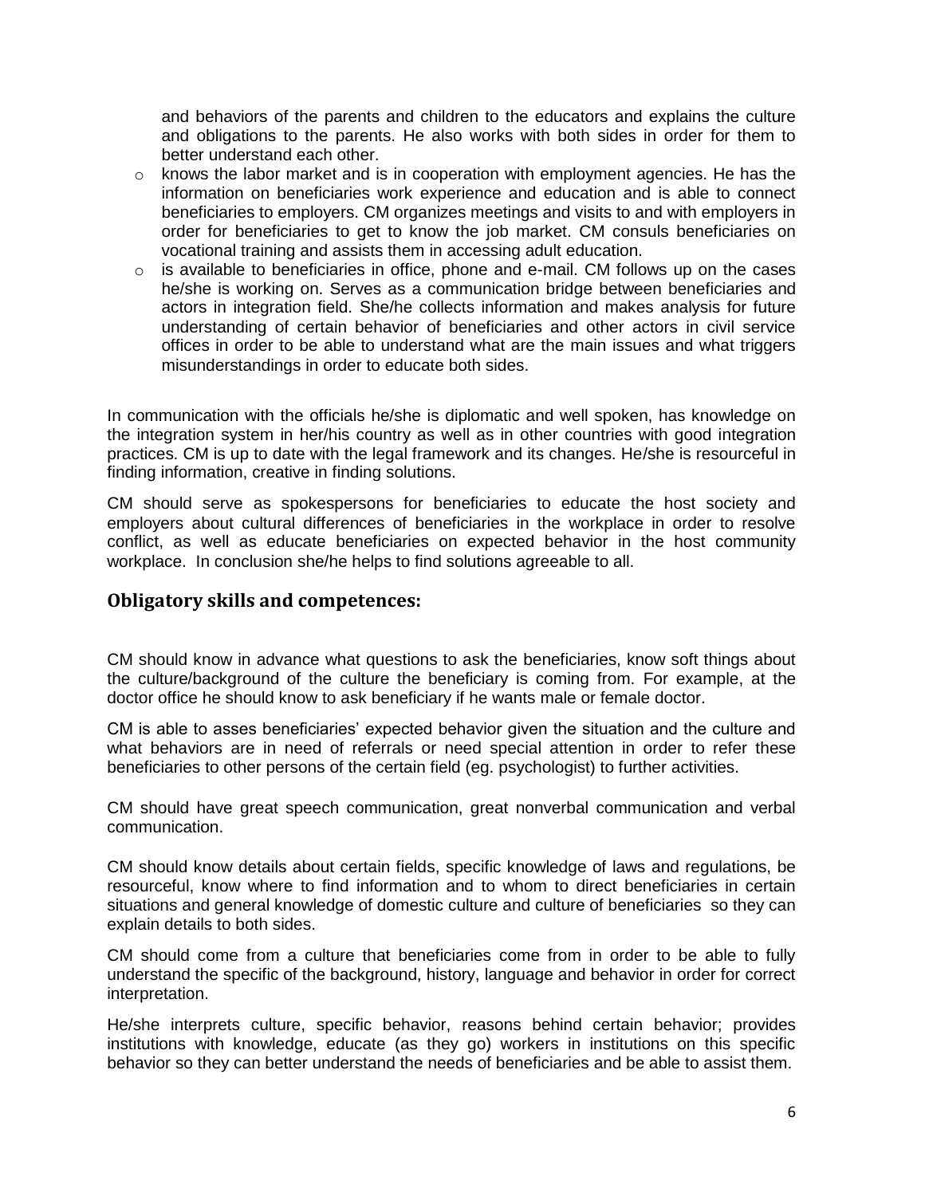and behaviors of the parents and children to the educators and explains the culture and obligations to the parents. He also works with both sides in order for them to better understand each other.

- knows the labor market and is in cooperation with employment agencies. He has the information on beneficiaries work experience and education and is able to connect beneficiaries to employers. CM organizes meetings and visits to and with employers in order for beneficiaries to get to know the job market. CM consuls beneficiaries on vocational training and assists them in accessing adult education.
- is available to beneficiaries in office, phone and e-mail. CM follows up on the cases he/she is working on. Serves as a communication bridge between beneficiaries and actors in integration field. She/he collects information and makes analysis for future understanding of certain behavior of beneficiaries and other actors in civil service offices in order to be able to understand what are the main issues and what triggers misunderstandings in order to educate both sides.

In communication with the officials he/she is diplomatic and well spoken, has knowledge on the integration system in her/his country as well as in other countries with good integration practices. CM is up to date with the legal framework and its changes. He/she is resourceful in finding information, creative in finding solutions.

CM should serve as spokespersons for beneficiaries to educate the host society and employers about cultural differences of beneficiaries in the workplace in order to resolve conflict, as well as educate beneficiaries on expected behavior in the host community workplace. In conclusion she/he helps to find solutions agreeable to all.

## Obligatory skills and competences:

CM should know in advance what questions to ask the beneficiaries, know soft things about the culture/background of the culture the beneficiary is coming from. For example, at the doctor office he should know to ask beneficiary if he wants male or female doctor.

CM is able to asses beneficiaries' expected behavior given the situation and the culture and what behaviors are in need of referrals or need special attention in order to refer these beneficiaries to other persons of the certain field (eg. psychologist) to further activities.

CM should have great speech communication, great nonverbal communication and verbal communication.

CM should know details about certain fields, specific knowledge of laws and regulations, be resourceful, know where to find information and to whom to direct beneficiaries in certain situations and general knowledge of domestic culture and culture of beneficiaries so they can explain details to both sides.

CM should come from a culture that beneficiaries come from in order to be able to fully understand the specific of the background, history, language and behavior in order for correct interpretation.

He/she interprets culture, specific behavior, reasons behind certain behavior; provides institutions with knowledge, educate (as they go) workers in institutions on this specific behavior so they can better understand the needs of beneficiaries and be able to assist them.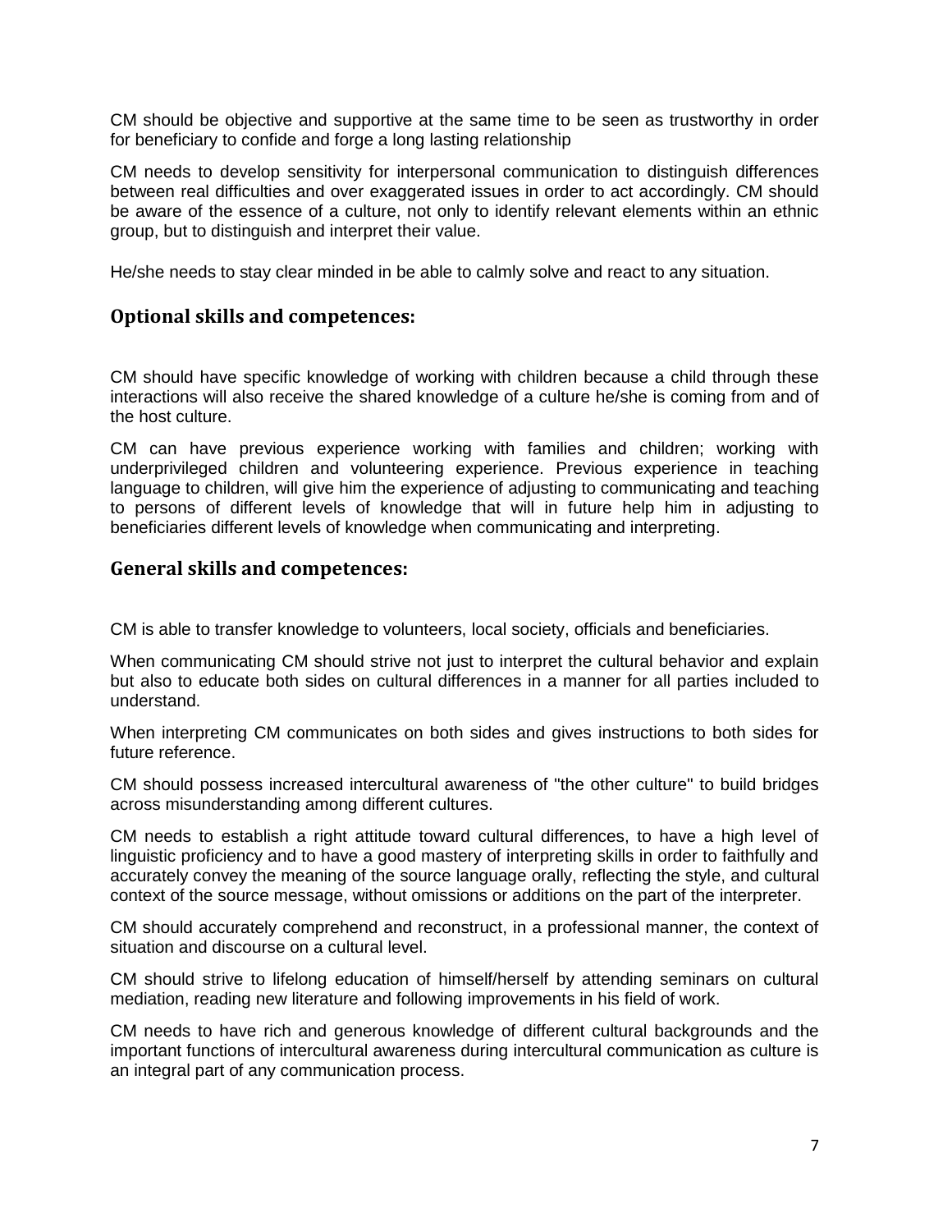CM should be objective and supportive at the same time to be seen as trustworthy in order for beneficiary to confide and forge a long lasting relationship

CM needs to develop sensitivity for interpersonal communication to distinguish differences between real difficulties and over exaggerated issues in order to act accordingly. CM should be aware of the essence of a culture, not only to identify relevant elements within an ethnic group, but to distinguish and interpret their value.

He/she needs to stay clear minded in be able to calmly solve and react to any situation.

## Optional skills and competences:

CM should have specific knowledge of working with children because a child through these interactions will also receive the shared knowledge of a culture he/she is coming from and of the host culture.

CM can have previous experience working with families and children; working with underprivileged children and volunteering experience. Previous experience in teaching language to children, will give him the experience of adjusting to communicating and teaching to persons of different levels of knowledge that will in future help him in adjusting to beneficiaries different levels of knowledge when communicating and interpreting.

## General skills and competences:

CM is able to transfer knowledge to volunteers, local society, officials and beneficiaries.

When communicating CM should strive not just to interpret the cultural behavior and explain but also to educate both sides on cultural differences in a manner for all parties included to understand.

When interpreting CM communicates on both sides and gives instructions to both sides for future reference.

CM should possess increased intercultural awareness of "the other culture" to build bridges across misunderstanding among different cultures.

CM needs to establish a right attitude toward cultural differences, to have a high level of linguistic proficiency and to have a good mastery of interpreting skills in order to faithfully and accurately convey the meaning of the source language orally, reflecting the style, and cultural context of the source message, without omissions or additions on the part of the interpreter.

CM should accurately comprehend and reconstruct, in a professional manner, the context of situation and discourse on a cultural level.

CM should strive to lifelong education of himself/herself by attending seminars on cultural mediation, reading new literature and following improvements in his field of work.

CM needs to have rich and generous knowledge of different cultural backgrounds and the important functions of intercultural awareness during intercultural communication as culture is an integral part of any communication process.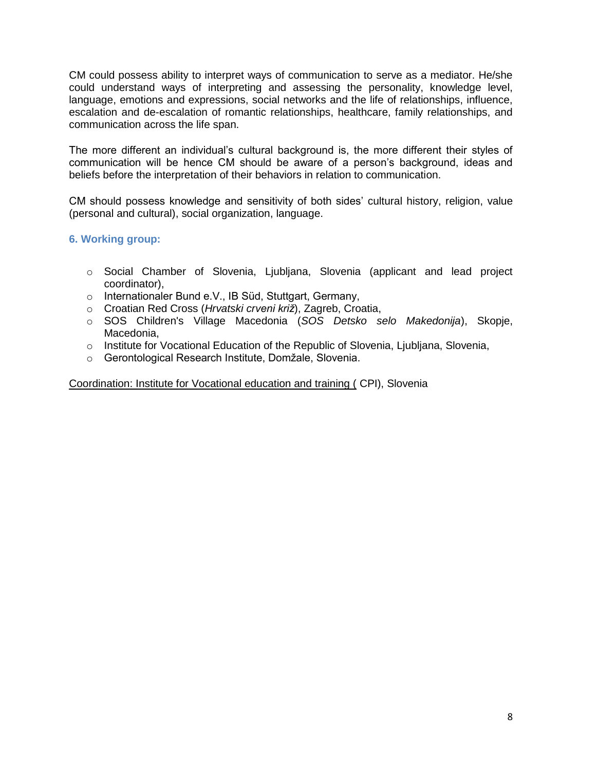CM could possess ability to interpret ways of communication to serve as a mediator. He/she could understand ways of interpreting and assessing the personality, knowledge level, language, emotions and expressions, social networks and the life of relationships, influence, escalation and de-escalation of romantic relationships, healthcare, family relationships, and communication across the life span.

The more different an individual's cultural background is, the more different their styles of communication will be hence CM should be aware of a person's background, ideas and beliefs before the interpretation of their behaviors in relation to communication.

CM should possess knowledge and sensitivity of both sides' cultural history, religion, value (personal and cultural), social organization, language.

### 6. Working group:

- Social Chamber of Slovenia, Ljubljana, Slovenia (applicant and lead project coordinator),
- Internationaler Bund e.V., IB Süd, Stuttgart, Germany,
- Croatian Red Cross (*Hrvatski crveni križ*), Zagreb, Croatia,
- SOS Children's Village Macedonia (*SOS Detsko selo Makedonija*), Skopje, Macedonia,
- Institute for Vocational Education of the Republic of Slovenia, Ljubljana, Slovenia,
- Gerontological Research Institute, Domžale, Slovenia.

Coordination: Institute for Vocational education and training ( CPI), Slovenia